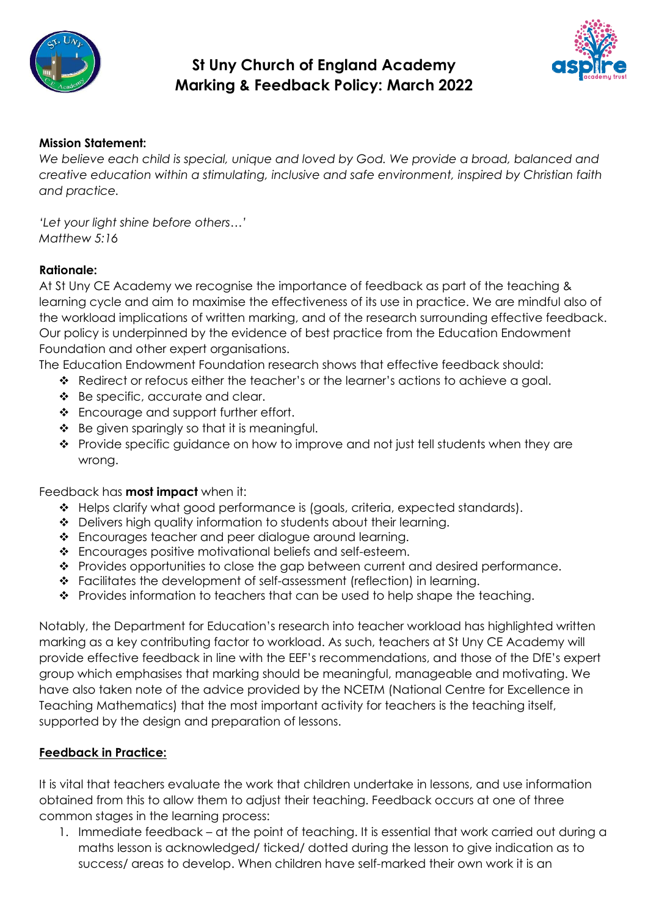# St Uny Church of England Academy
# Marking & Feedback Policy: March 2022

**Mission Statement:**
*We believe each child is special, unique and loved by God. We provide a broad, balanced and creative education within a stimulating, inclusive and safe environment, inspired by Christian faith and practice.*

*'Let your light shine before others…'*
*Matthew 5:16*

**Rationale:**
At St Uny CE Academy we recognise the importance of feedback as part of the teaching & learning cycle and aim to maximise the effectiveness of its use in practice. We are mindful also of the workload implications of written marking, and of the research surrounding effective feedback. Our policy is underpinned by the evidence of best practice from the Education Endowment Foundation and other expert organisations.
The Education Endowment Foundation research shows that effective feedback should:

- Redirect or refocus either the teacher's or the learner's actions to achieve a goal.
- Be specific, accurate and clear.
- Encourage and support further effort.
- Be given sparingly so that it is meaningful.
- Provide specific guidance on how to improve and not just tell students when they are wrong.

Feedback has **most impact** when it:

- Helps clarify what good performance is (goals, criteria, expected standards).
- Delivers high quality information to students about their learning.
- Encourages teacher and peer dialogue around learning.
- Encourages positive motivational beliefs and self-esteem.
- Provides opportunities to close the gap between current and desired performance.
- Facilitates the development of self-assessment (reflection) in learning.
- Provides information to teachers that can be used to help shape the teaching.

Notably, the Department for Education's research into teacher workload has highlighted written marking as a key contributing factor to workload. As such, teachers at St Uny CE Academy will provide effective feedback in line with the EEF's recommendations, and those of the DfE's expert group which emphasises that marking should be meaningful, manageable and motivating. We have also taken note of the advice provided by the NCETM (National Centre for Excellence in Teaching Mathematics) that the most important activity for teachers is the teaching itself, supported by the design and preparation of lessons.

## Feedback in Practice:

It is vital that teachers evaluate the work that children undertake in lessons, and use information obtained from this to allow them to adjust their teaching. Feedback occurs at one of three common stages in the learning process:

1. Immediate feedback – at the point of teaching. It is essential that work carried out during a maths lesson is acknowledged/ ticked/ dotted during the lesson to give indication as to success/ areas to develop. When children have self-marked their own work it is an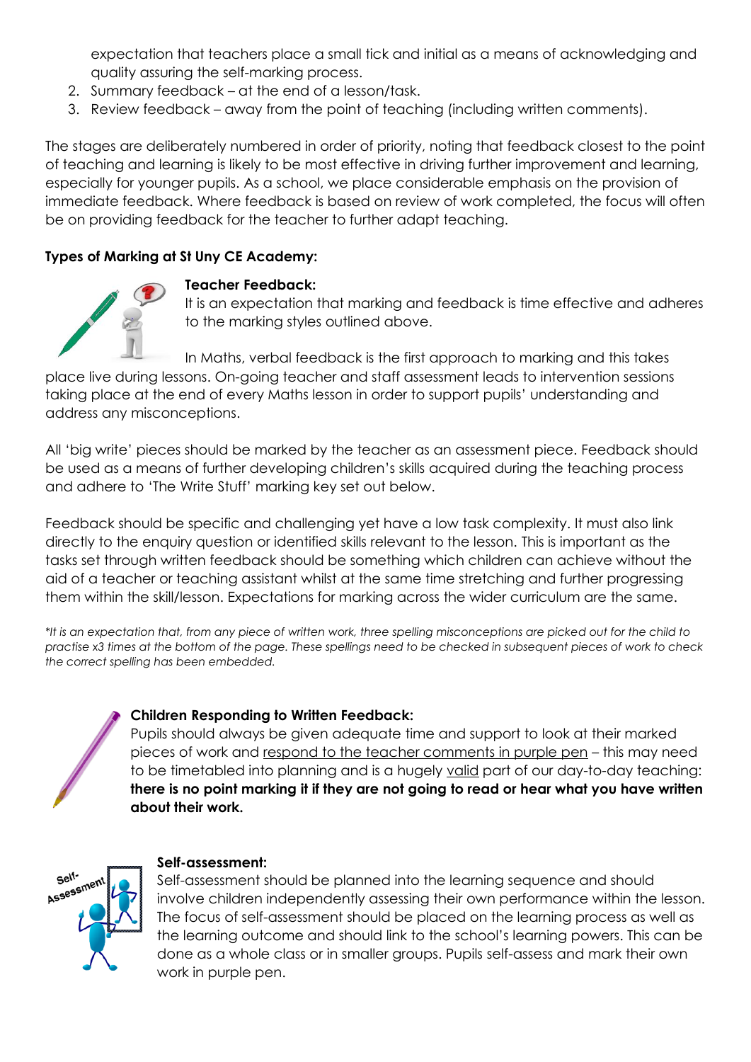expectation that teachers place a small tick and initial as a means of acknowledging and quality assuring the self-marking process.

2. Summary feedback – at the end of a lesson/task.
3. Review feedback – away from the point of teaching (including written comments).

The stages are deliberately numbered in order of priority, noting that feedback closest to the point of teaching and learning is likely to be most effective in driving further improvement and learning, especially for younger pupils. As a school, we place considerable emphasis on the provision of immediate feedback. Where feedback is based on review of work completed, the focus will often be on providing feedback for the teacher to further adapt teaching.

**Types of Marking at St Uny CE Academy:**

**Teacher Feedback:**

It is an expectation that marking and feedback is time effective and adheres to the marking styles outlined above.

In Maths, verbal feedback is the first approach to marking and this takes place live during lessons. On-going teacher and staff assessment leads to intervention sessions taking place at the end of every Maths lesson in order to support pupils' understanding and address any misconceptions.

All 'big write' pieces should be marked by the teacher as an assessment piece. Feedback should be used as a means of further developing children's skills acquired during the teaching process and adhere to 'The Write Stuff' marking key set out below.

Feedback should be specific and challenging yet have a low task complexity. It must also link directly to the enquiry question or identified skills relevant to the lesson. This is important as the tasks set through written feedback should be something which children can achieve without the aid of a teacher or teaching assistant whilst at the same time stretching and further progressing them within the skill/lesson. Expectations for marking across the wider curriculum are the same.

*\*It is an expectation that, from any piece of written work, three spelling misconceptions are picked out for the child to practise x3 times at the bottom of the page. These spellings need to be checked in subsequent pieces of work to check the correct spelling has been embedded.*

**Children Responding to Written Feedback:**

Pupils should always be given adequate time and support to look at their marked pieces of work and <u>respond to the teacher comments in purple pen</u> – this may need to be timetabled into planning and is a hugely <u>valid</u> part of our day-to-day teaching: **there is no point marking it if they are not going to read or hear what you have written about their work.**

**Self-assessment:**

Self-assessment should be planned into the learning sequence and should involve children independently assessing their own performance within the lesson. The focus of self-assessment should be placed on the learning process as well as the learning outcome and should link to the school's learning powers. This can be done as a whole class or in smaller groups. Pupils self-assess and mark their own work in purple pen.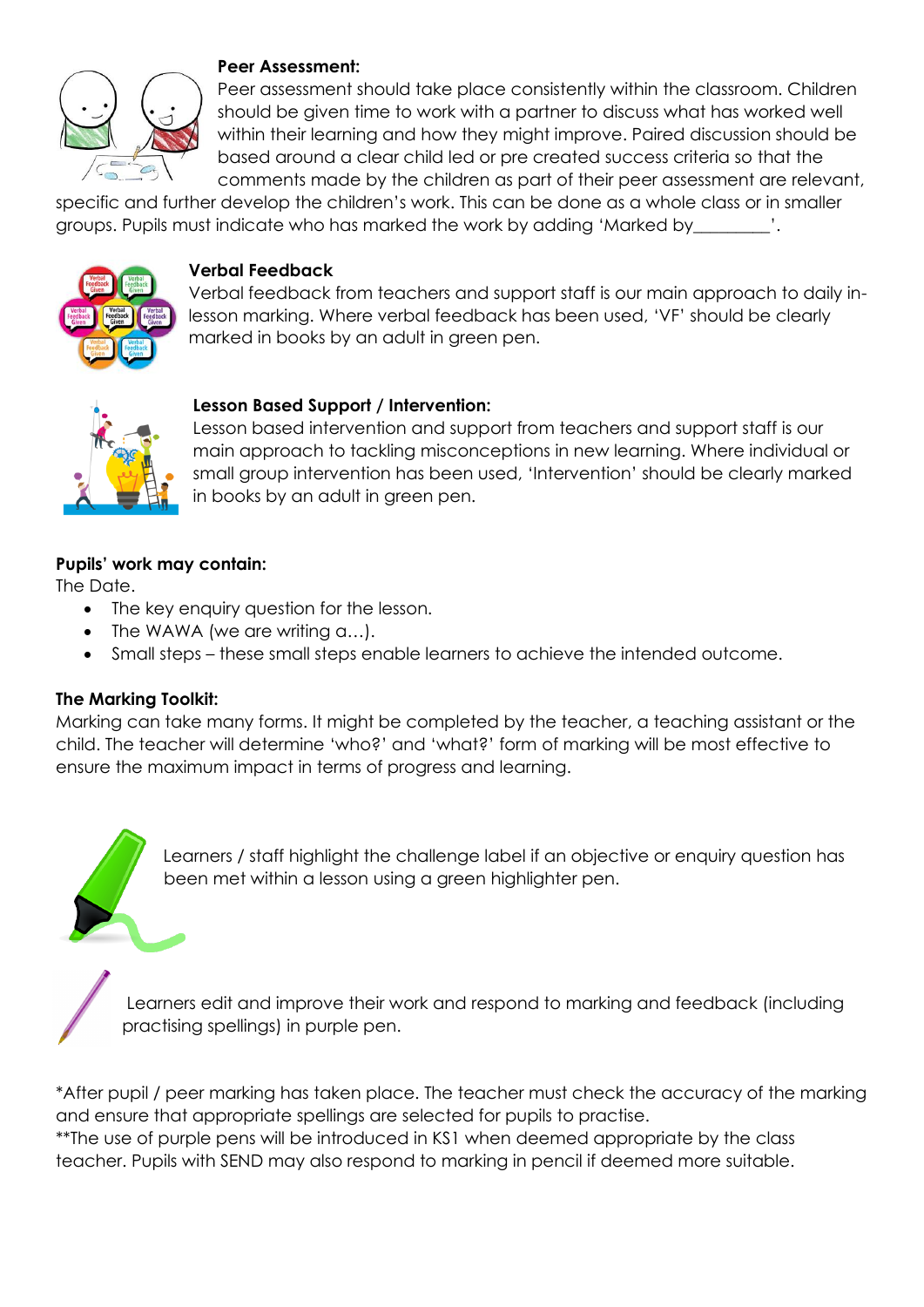**Peer Assessment:**

Peer assessment should take place consistently within the classroom. Children should be given time to work with a partner to discuss what has worked well within their learning and how they might improve. Paired discussion should be based around a clear child led or pre created success criteria so that the comments made by the children as part of their peer assessment are relevant, specific and further develop the children's work. This can be done as a whole class or in smaller groups. Pupils must indicate who has marked the work by adding 'Marked by_________'.

**Verbal Feedback**

Verbal feedback from teachers and support staff is our main approach to daily in-lesson marking. Where verbal feedback has been used, 'VF' should be clearly marked in books by an adult in green pen.

**Lesson Based Support / Intervention:**

Lesson based intervention and support from teachers and support staff is our main approach to tackling misconceptions in new learning. Where individual or small group intervention has been used, 'Intervention' should be clearly marked in books by an adult in green pen.

**Pupils' work may contain:**

The Date.

- The key enquiry question for the lesson.
- The WAWA (we are writing a…).
- Small steps – these small steps enable learners to achieve the intended outcome.

**The Marking Toolkit:**

Marking can take many forms. It might be completed by the teacher, a teaching assistant or the child. The teacher will determine 'who?' and 'what?' form of marking will be most effective to ensure the maximum impact in terms of progress and learning.

Learners / staff highlight the challenge label if an objective or enquiry question has been met within a lesson using a green highlighter pen.

Learners edit and improve their work and respond to marking and feedback (including practising spellings) in purple pen.

*After pupil / peer marking has taken place. The teacher must check the accuracy of the marking and ensure that appropriate spellings are selected for pupils to practise.
**The use of purple pens will be introduced in KS1 when deemed appropriate by the class teacher. Pupils with SEND may also respond to marking in pencil if deemed more suitable.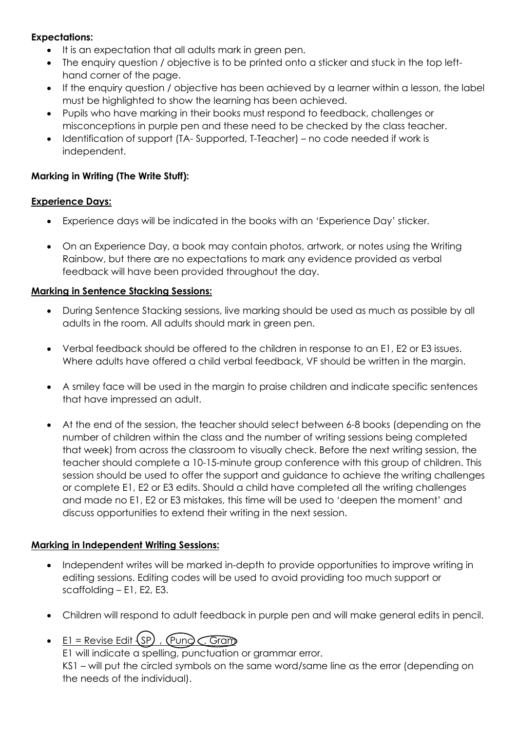**Expectations:**

- It is an expectation that all adults mark in green pen.
- The enquiry question / objective is to be printed onto a sticker and stuck in the top left-hand corner of the page.
- If the enquiry question / objective has been achieved by a learner within a lesson, the label must be highlighted to show the learning has been achieved.
- Pupils who have marking in their books must respond to feedback, challenges or misconceptions in purple pen and these need to be checked by the class teacher.
- Identification of support (TA- Supported, T-Teacher) – no code needed if work is independent.

**Marking in Writing (The Write Stuff):**

**Experience Days:**

- Experience days will be indicated in the books with an 'Experience Day' sticker.
- On an Experience Day, a book may contain photos, artwork, or notes using the Writing Rainbow, but there are no expectations to mark any evidence provided as verbal feedback will have been provided throughout the day.

**Marking in Sentence Stacking Sessions:**

- During Sentence Stacking sessions, live marking should be used as much as possible by all adults in the room. All adults should mark in green pen.
- Verbal feedback should be offered to the children in response to an E1, E2 or E3 issues. Where adults have offered a child verbal feedback, VF should be written in the margin.
- A smiley face will be used in the margin to praise children and indicate specific sentences that have impressed an adult.
- At the end of the session, the teacher should select between 6-8 books (depending on the number of children within the class and the number of writing sessions being completed that week) from across the classroom to visually check. Before the next writing session, the teacher should complete a 10-15-minute group conference with this group of children. This session should be used to offer the support and guidance to achieve the writing challenges or complete E1, E2 or E3 edits. Should a child have completed all the writing challenges and made no E1, E2 or E3 mistakes, this time will be used to 'deepen the moment' and discuss opportunities to extend their writing in the next session.

**Marking in Independent Writing Sessions:**

- Independent writes will be marked in-depth to provide opportunities to improve writing in editing sessions. Editing codes will be used to avoid providing too much support or scaffolding – E1, E2, E3.
- Children will respond to adult feedback in purple pen and will make general edits in pencil.
- E1 = Revise Edit - (SP) , (Punc) , (Gram)
  E1 will indicate a spelling, punctuation or grammar error.
  KS1 – will put the circled symbols on the same word/same line as the error (depending on the needs of the individual).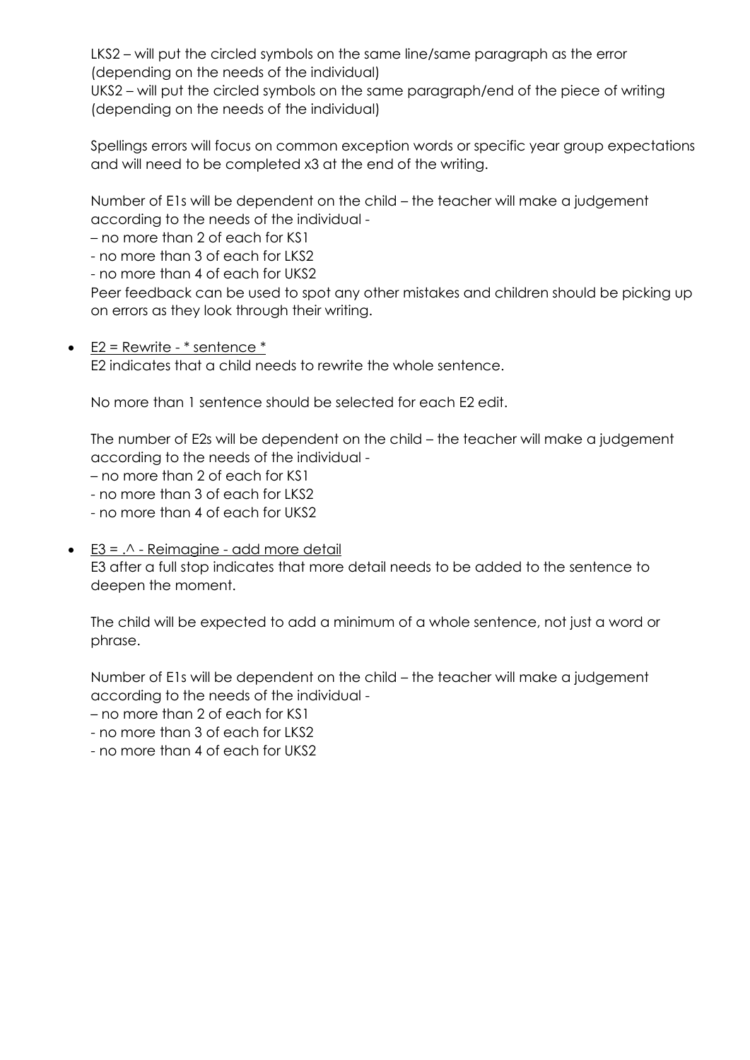LKS2 – will put the circled symbols on the same line/same paragraph as the error (depending on the needs of the individual)
UKS2 – will put the circled symbols on the same paragraph/end of the piece of writing (depending on the needs of the individual)

Spellings errors will focus on common exception words or specific year group expectations and will need to be completed x3 at the end of the writing.

Number of E1s will be dependent on the child – the teacher will make a judgement according to the needs of the individual -
– no more than 2 of each for KS1
- no more than 3 of each for LKS2
- no more than 4 of each for UKS2
Peer feedback can be used to spot any other mistakes and children should be picking up on errors as they look through their writing.

- E2 = Rewrite - * sentence *

  E2 indicates that a child needs to rewrite the whole sentence.

  No more than 1 sentence should be selected for each E2 edit.

  The number of E2s will be dependent on the child – the teacher will make a judgement according to the needs of the individual -
  – no more than 2 of each for KS1
  - no more than 3 of each for LKS2
  - no more than 4 of each for UKS2

- E3 = .^ - Reimagine - add more detail

  E3 after a full stop indicates that more detail needs to be added to the sentence to deepen the moment.

  The child will be expected to add a minimum of a whole sentence, not just a word or phrase.

  Number of E1s will be dependent on the child – the teacher will make a judgement according to the needs of the individual -
  – no more than 2 of each for KS1
  - no more than 3 of each for LKS2
  - no more than 4 of each for UKS2